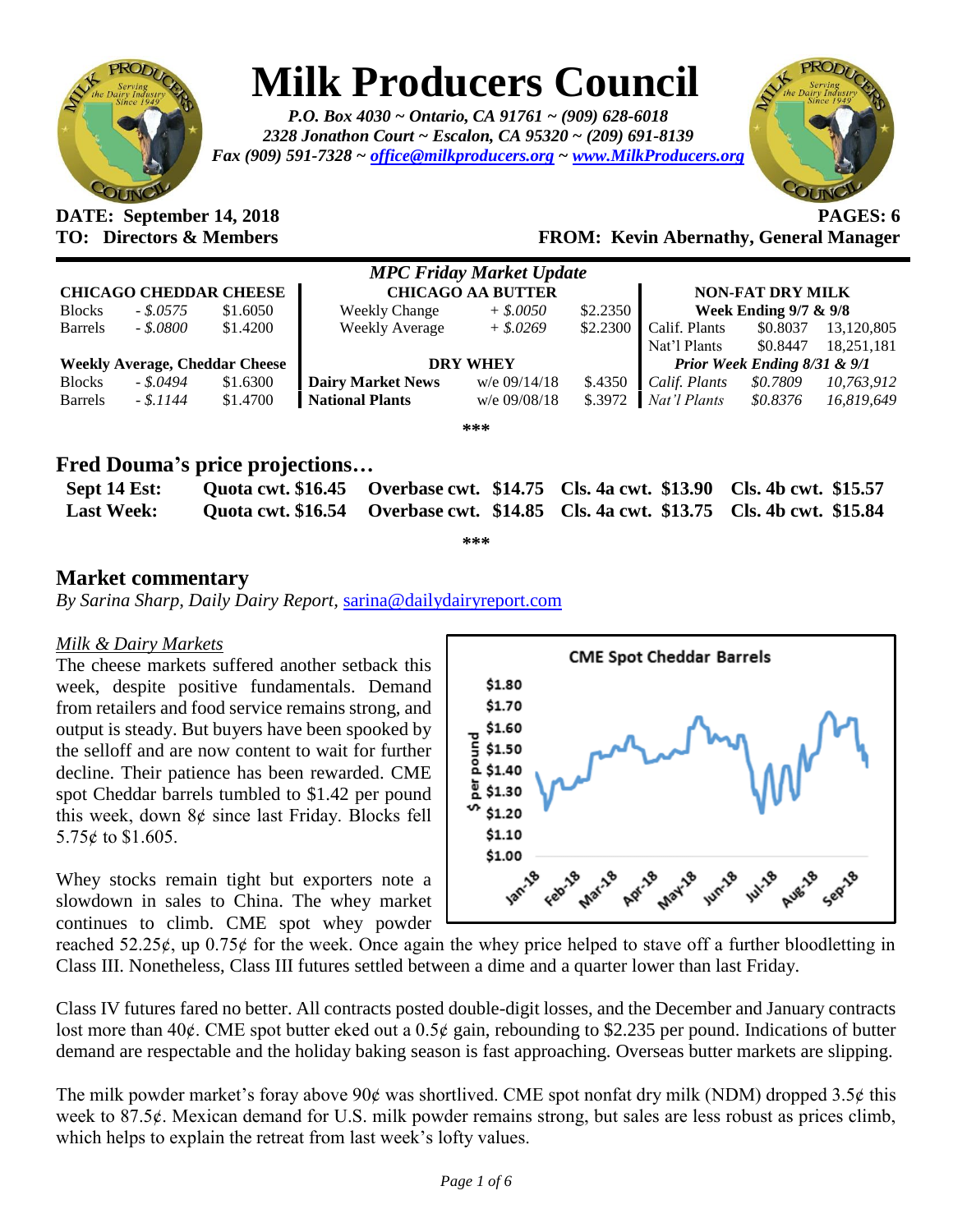# Milk Producers Council

*P.O. Box 4030 ~ Ontario, CA 91761 ~ (909) 628-6018*
*2328 Jonathon Court ~ Escalon, CA 95320 ~ (209) 691-8139*
*Fax (909) 591-7328 ~ office@milkproducers.org ~ www.MilkProducers.org*

**DATE: September 14, 2018** **PAGES: 6**
**TO: Directors & Members** **FROM: Kevin Abernathy, General Manager**

*MPC Friday Market Update*

| CHICAGO CHEDDAR CHEESE | | | CHICAGO AA BUTTER | | | NON-FAT DRY MILK | | |
|---|---|---|---|---|---|---|---|---|
| Blocks | - $.0575 | $1.6050 | Weekly Change | + $.0050 | $2.2350 | Week Ending 9/7 & 9/8 | | |
| Barrels | - $.0800 | $1.4200 | Weekly Average | + $.0269 | $2.2300 | Calif. Plants | $0.8037 | 13,120,805 |
| | | | | | | Nat'l Plants | $0.8447 | 18,251,181 |
| **Weekly Average, Cheddar Cheese** | | | **DRY WHEY** | | | *Prior Week Ending 8/31 & 9/1* | | |
| Blocks | - $.0494 | $1.6300 | **Dairy Market News** | w/e 09/14/18 | $.4350 | *Calif. Plants* | *$0.7809* | *10,763,912* |
| Barrels | - $.1144 | $1.4700 | **National Plants** | w/e 09/08/18 | $.3972 | *Nat'l Plants* | *$0.8376* | *16,819,649* |

***

## Fred Douma's price projections…

| | | | | |
|---|---|---|---|---|
| **Sept 14 Est:** | **Quota cwt. $16.45** | **Overbase cwt. $14.75** | **Cls. 4a cwt. $13.90** | **Cls. 4b cwt. $15.57** |
| **Last Week:** | **Quota cwt. $16.54** | **Overbase cwt. $14.85** | **Cls. 4a cwt. $13.75** | **Cls. 4b cwt. $15.84** |

***

## Market commentary

*By Sarina Sharp, Daily Dairy Report*, sarina@dailydairyreport.com

*Milk & Dairy Markets*

The cheese markets suffered another setback this week, despite positive fundamentals. Demand from retailers and food service remains strong, and output is steady. But buyers have been spooked by the selloff and are now content to wait for further decline. Their patience has been rewarded. CME spot Cheddar barrels tumbled to $1.42 per pound this week, down 8¢ since last Friday. Blocks fell 5.75¢ to $1.605.

Whey stocks remain tight but exporters note a slowdown in sales to China. The whey market continues to climb. CME spot whey powder reached 52.25¢, up 0.75¢ for the week. Once again the whey price helped to stave off a further bloodletting in Class III. Nonetheless, Class III futures settled between a dime and a quarter lower than last Friday.

Class IV futures fared no better. All contracts posted double-digit losses, and the December and January contracts lost more than 40¢. CME spot butter eked out a 0.5¢ gain, rebounding to $2.235 per pound. Indications of butter demand are respectable and the holiday baking season is fast approaching. Overseas butter markets are slipping.

The milk powder market's foray above 90¢ was shortlived. CME spot nonfat dry milk (NDM) dropped 3.5¢ this week to 87.5¢. Mexican demand for U.S. milk powder remains strong, but sales are less robust as prices climb, which helps to explain the retreat from last week's lofty values.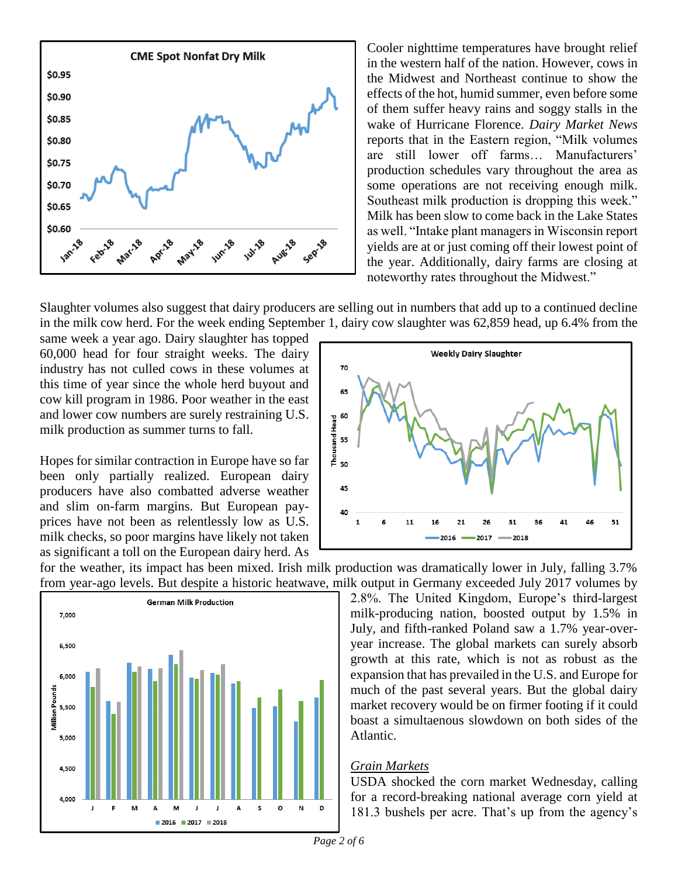Cooler nighttime temperatures have brought relief in the western half of the nation. However, cows in the Midwest and Northeast continue to show the effects of the hot, humid summer, even before some of them suffer heavy rains and soggy stalls in the wake of Hurricane Florence. *Dairy Market News* reports that in the Eastern region, "Milk volumes are still lower off farms… Manufacturers' production schedules vary throughout the area as some operations are not receiving enough milk. Southeast milk production is dropping this week." Milk has been slow to come back in the Lake States as well. "Intake plant managers in Wisconsin report yields are at or just coming off their lowest point of the year. Additionally, dairy farms are closing at noteworthy rates throughout the Midwest."

Slaughter volumes also suggest that dairy producers are selling out in numbers that add up to a continued decline in the milk cow herd. For the week ending September 1, dairy cow slaughter was 62,859 head, up 6.4% from the same week a year ago. Dairy slaughter has topped 60,000 head for four straight weeks. The dairy industry has not culled cows in these volumes at this time of year since the whole herd buyout and cow kill program in 1986. Poor weather in the east and lower cow numbers are surely restraining U.S. milk production as summer turns to fall.

Hopes for similar contraction in Europe have so far been only partially realized. European dairy producers have also combatted adverse weather and slim on-farm margins. But European pay-prices have not been as relentlessly low as U.S. milk checks, so poor margins have likely not taken as significant a toll on the European dairy herd. As for the weather, its impact has been mixed. Irish milk production was dramatically lower in July, falling 3.7% from year-ago levels. But despite a historic heatwave, milk output in Germany exceeded July 2017 volumes by 2.8%. The United Kingdom, Europe's third-largest milk-producing nation, boosted output by 1.5% in July, and fifth-ranked Poland saw a 1.7% year-over-year increase. The global markets can surely absorb growth at this rate, which is not as robust as the expansion that has prevailed in the U.S. and Europe for much of the past several years. But the global dairy market recovery would be on firmer footing if it could boast a simultaneous slowdown on both sides of the Atlantic.

## *Grain Markets*

USDA shocked the corn market Wednesday, calling for a record-breaking national average corn yield at 181.3 bushels per acre. That's up from the agency's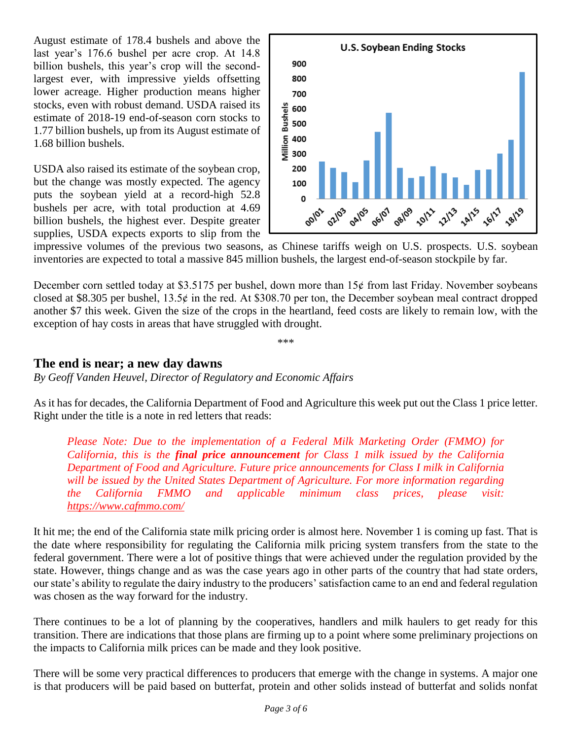August estimate of 178.4 bushels and above the last year's 176.6 bushel per acre crop. At 14.8 billion bushels, this year's crop will the second-largest ever, with impressive yields offsetting lower acreage. Higher production means higher stocks, even with robust demand. USDA raised its estimate of 2018-19 end-of-season corn stocks to 1.77 billion bushels, up from its August estimate of 1.68 billion bushels.

USDA also raised its estimate of the soybean crop, but the change was mostly expected. The agency puts the soybean yield at a record-high 52.8 bushels per acre, with total production at 4.69 billion bushels, the highest ever. Despite greater supplies, USDA expects exports to slip from the impressive volumes of the previous two seasons, as Chinese tariffs weigh on U.S. prospects. U.S. soybean inventories are expected to total a massive 845 million bushels, the largest end-of-season stockpile by far.

December corn settled today at $3.5175 per bushel, down more than 15¢ from last Friday. November soybeans closed at $8.305 per bushel, 13.5¢ in the red. At $308.70 per ton, the December soybean meal contract dropped another $7 this week. Given the size of the crops in the heartland, feed costs are likely to remain low, with the exception of hay costs in areas that have struggled with drought.

\*\*\*

## The end is near; a new day dawns

*By Geoff Vanden Heuvel, Director of Regulatory and Economic Affairs*

As it has for decades, the California Department of Food and Agriculture this week put out the Class 1 price letter. Right under the title is a note in red letters that reads:

> *Please Note: Due to the implementation of a Federal Milk Marketing Order (FMMO) for California, this is the **final price announcement** for Class 1 milk issued by the California Department of Food and Agriculture. Future price announcements for Class I milk in California will be issued by the United States Department of Agriculture. For more information regarding the California FMMO and applicable minimum class prices, please visit: https://www.cafmmo.com/*

It hit me; the end of the California state milk pricing order is almost here. November 1 is coming up fast. That is the date where responsibility for regulating the California milk pricing system transfers from the state to the federal government. There were a lot of positive things that were achieved under the regulation provided by the state. However, things change and as was the case years ago in other parts of the country that had state orders, our state's ability to regulate the dairy industry to the producers' satisfaction came to an end and federal regulation was chosen as the way forward for the industry.

There continues to be a lot of planning by the cooperatives, handlers and milk haulers to get ready for this transition. There are indications that those plans are firming up to a point where some preliminary projections on the impacts to California milk prices can be made and they look positive.

There will be some very practical differences to producers that emerge with the change in systems. A major one is that producers will be paid based on butterfat, protein and other solids instead of butterfat and solids nonfat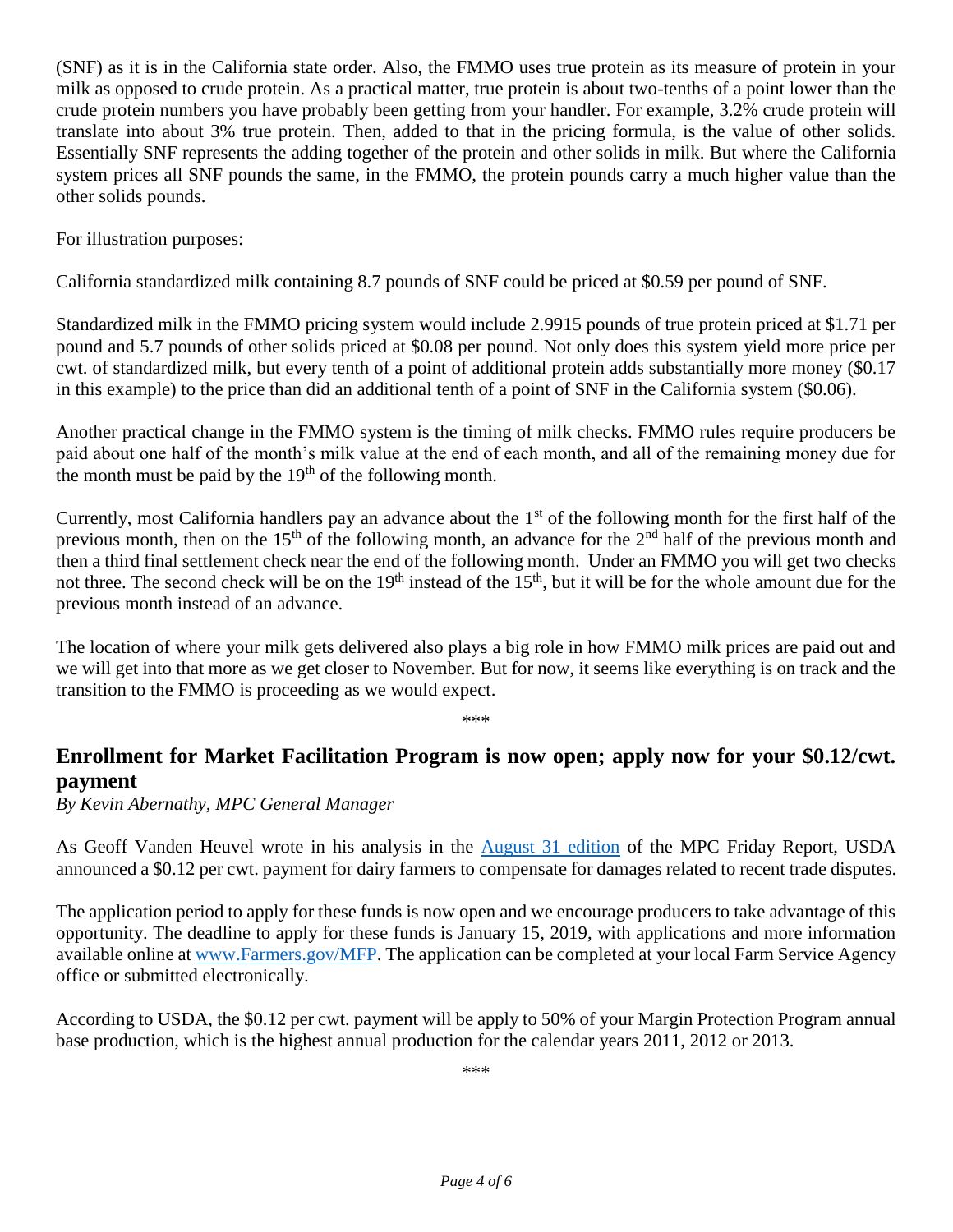(SNF) as it is in the California state order. Also, the FMMO uses true protein as its measure of protein in your milk as opposed to crude protein. As a practical matter, true protein is about two-tenths of a point lower than the crude protein numbers you have probably been getting from your handler. For example, 3.2% crude protein will translate into about 3% true protein. Then, added to that in the pricing formula, is the value of other solids. Essentially SNF represents the adding together of the protein and other solids in milk. But where the California system prices all SNF pounds the same, in the FMMO, the protein pounds carry a much higher value than the other solids pounds.

For illustration purposes:

California standardized milk containing 8.7 pounds of SNF could be priced at $0.59 per pound of SNF.

Standardized milk in the FMMO pricing system would include 2.9915 pounds of true protein priced at $1.71 per pound and 5.7 pounds of other solids priced at $0.08 per pound. Not only does this system yield more price per cwt. of standardized milk, but every tenth of a point of additional protein adds substantially more money ($0.17 in this example) to the price than did an additional tenth of a point of SNF in the California system ($0.06).

Another practical change in the FMMO system is the timing of milk checks. FMMO rules require producers be paid about one half of the month's milk value at the end of each month, and all of the remaining money due for the month must be paid by the 19th of the following month.

Currently, most California handlers pay an advance about the 1st of the following month for the first half of the previous month, then on the 15th of the following month, an advance for the 2nd half of the previous month and then a third final settlement check near the end of the following month. Under an FMMO you will get two checks not three. The second check will be on the 19th instead of the 15th, but it will be for the whole amount due for the previous month instead of an advance.

The location of where your milk gets delivered also plays a big role in how FMMO milk prices are paid out and we will get into that more as we get closer to November. But for now, it seems like everything is on track and the transition to the FMMO is proceeding as we would expect.

\*\*\*

## Enrollment for Market Facilitation Program is now open; apply now for your $0.12/cwt. payment

*By Kevin Abernathy, MPC General Manager*

As Geoff Vanden Heuvel wrote in his analysis in the August 31 edition of the MPC Friday Report, USDA announced a $0.12 per cwt. payment for dairy farmers to compensate for damages related to recent trade disputes.

The application period to apply for these funds is now open and we encourage producers to take advantage of this opportunity. The deadline to apply for these funds is January 15, 2019, with applications and more information available online at www.Farmers.gov/MFP. The application can be completed at your local Farm Service Agency office or submitted electronically.

According to USDA, the $0.12 per cwt. payment will be apply to 50% of your Margin Protection Program annual base production, which is the highest annual production for the calendar years 2011, 2012 or 2013.

\*\*\*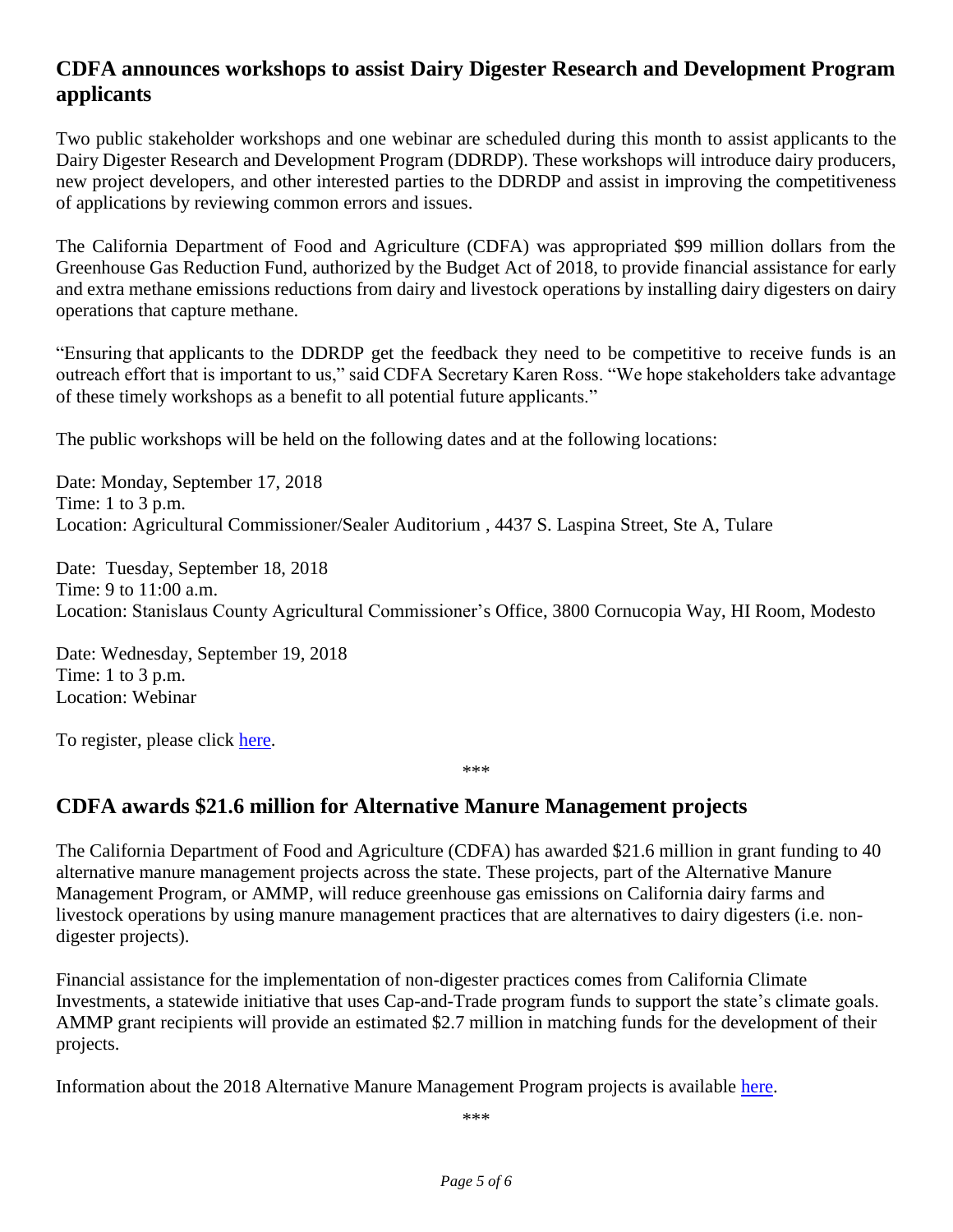## CDFA announces workshops to assist Dairy Digester Research and Development Program applicants

Two public stakeholder workshops and one webinar are scheduled during this month to assist applicants to the Dairy Digester Research and Development Program (DDRDP). These workshops will introduce dairy producers, new project developers, and other interested parties to the DDRDP and assist in improving the competitiveness of applications by reviewing common errors and issues.

The California Department of Food and Agriculture (CDFA) was appropriated \$99 million dollars from the Greenhouse Gas Reduction Fund, authorized by the Budget Act of 2018, to provide financial assistance for early and extra methane emissions reductions from dairy and livestock operations by installing dairy digesters on dairy operations that capture methane.

"Ensuring that applicants to the DDRDP get the feedback they need to be competitive to receive funds is an outreach effort that is important to us," said CDFA Secretary Karen Ross. "We hope stakeholders take advantage of these timely workshops as a benefit to all potential future applicants."

The public workshops will be held on the following dates and at the following locations:

Date: Monday, September 17, 2018
Time: 1 to 3 p.m.
Location: Agricultural Commissioner/Sealer Auditorium , 4437 S. Laspina Street, Ste A, Tulare

Date: Tuesday, September 18, 2018
Time: 9 to 11:00 a.m.
Location: Stanislaus County Agricultural Commissioner's Office, 3800 Cornucopia Way, HI Room, Modesto

Date: Wednesday, September 19, 2018
Time: 1 to 3 p.m.
Location: Webinar

To register, please click here.

\*\*\*

## CDFA awards \$21.6 million for Alternative Manure Management projects

The California Department of Food and Agriculture (CDFA) has awarded \$21.6 million in grant funding to 40 alternative manure management projects across the state. These projects, part of the Alternative Manure Management Program, or AMMP, will reduce greenhouse gas emissions on California dairy farms and livestock operations by using manure management practices that are alternatives to dairy digesters (i.e. non-digester projects).

Financial assistance for the implementation of non-digester practices comes from California Climate Investments, a statewide initiative that uses Cap-and-Trade program funds to support the state's climate goals. AMMP grant recipients will provide an estimated \$2.7 million in matching funds for the development of their projects.

Information about the 2018 Alternative Manure Management Program projects is available here.

\*\*\*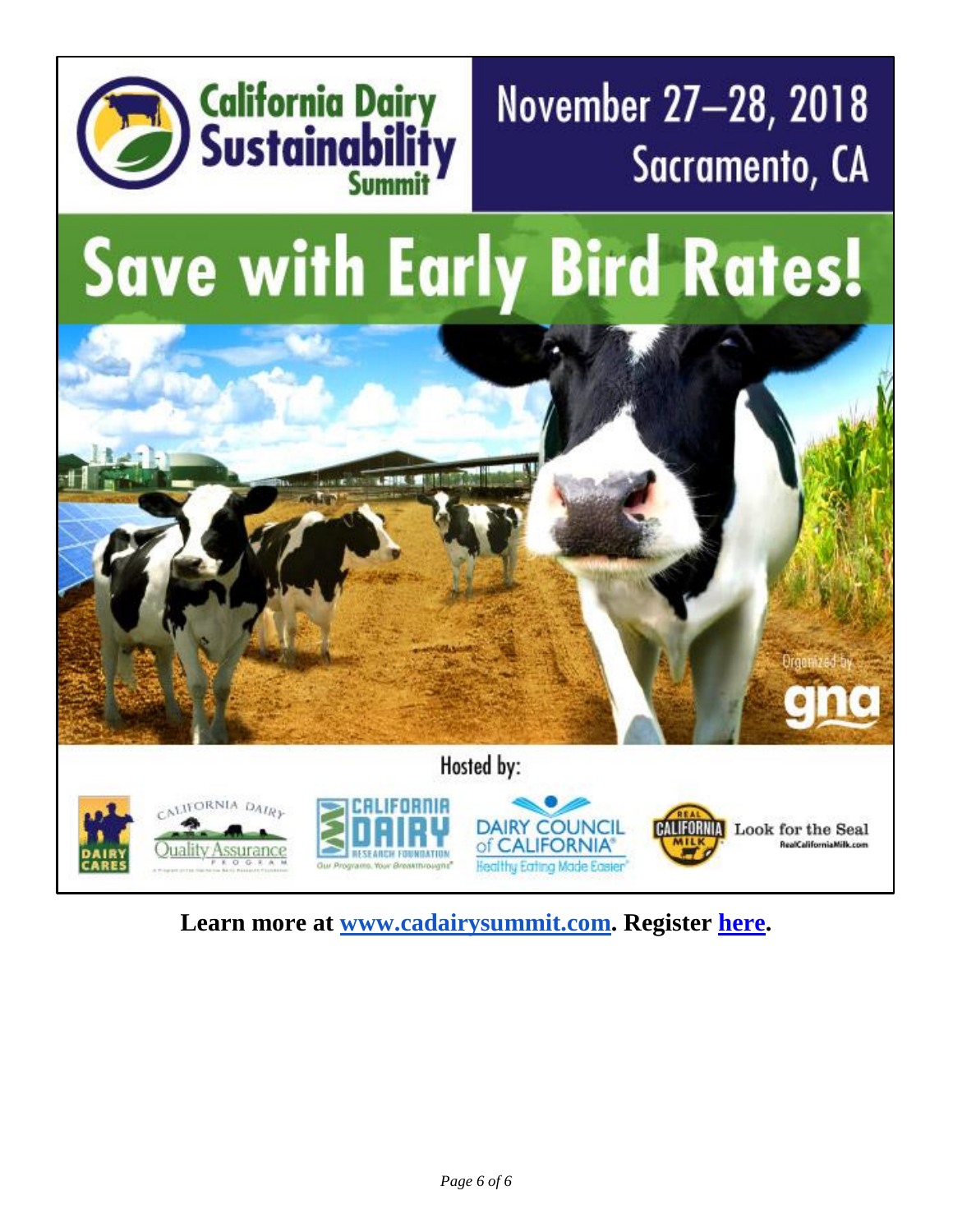California Dairy Sustainability Summit

November 27–28, 2018
Sacramento, CA

# Save with Early Bird Rates!

Organized by gna

Hosted by:

DAIRY CARES | California Dairy Quality Assurance Program | California Dairy Research Foundation | Dairy Council of California | Real California Milk — Look for the Seal

**Learn more at [www.cadairysummit.com](www.cadairysummit.com). Register here.**